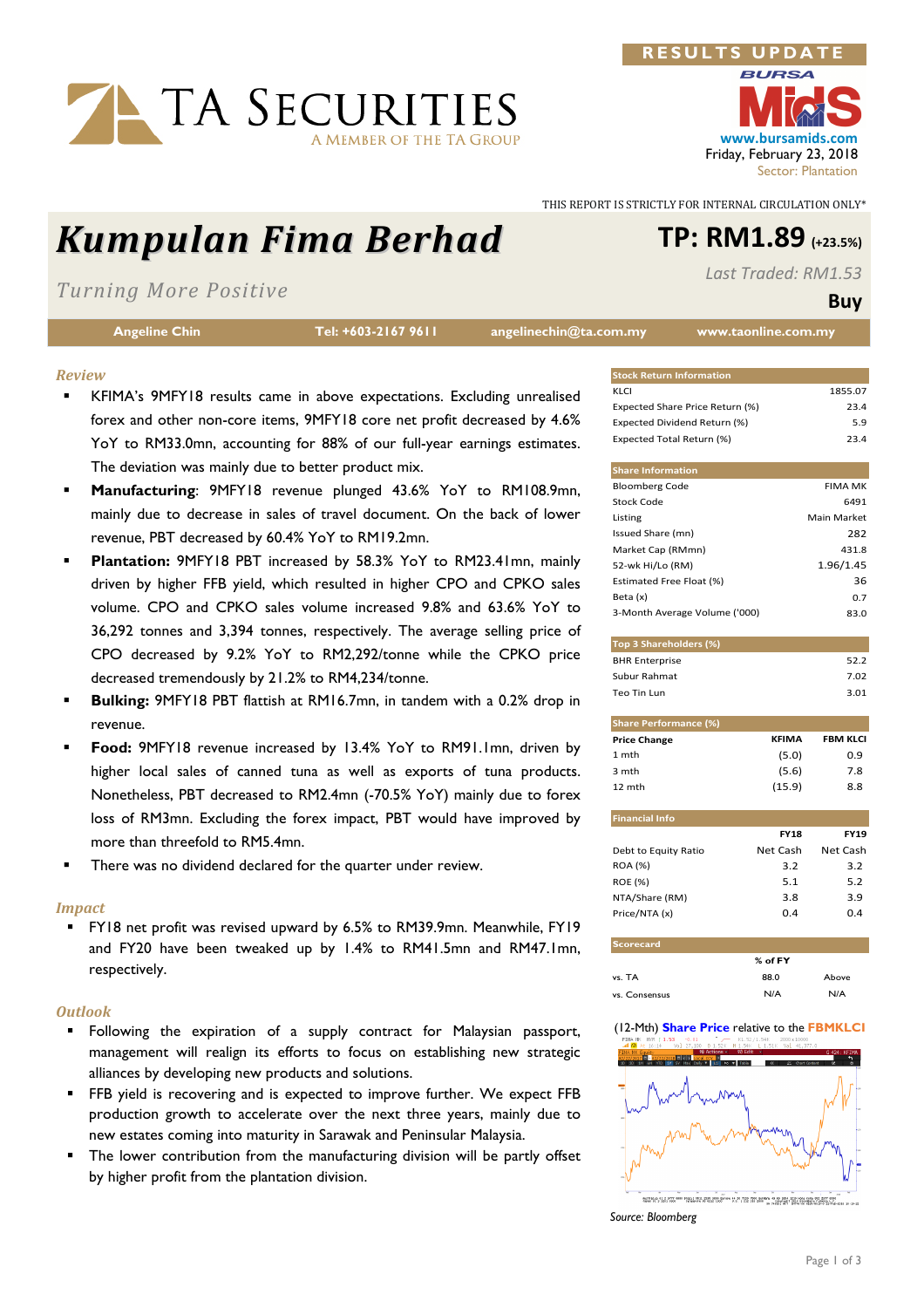RESULTS UPDATE

BURSA MidS
www.bursamids.com
Friday, February 23, 2018
Sector: Plantation

THIS REPORT IS STRICTLY FOR INTERNAL CIRCULATION ONLY*

# Kumpulan Fima Berhad

## TP: RM1.89 (+23.5%)

*Turning More Positive*

*Last Traded: RM1.53*

**Buy**

Angeline Chin | Tel: +603-2167 9611 | angelinechin@ta.com.my | www.taonline.com.my

### *Review*

- KFIMA's 9MFY18 results came in above expectations. Excluding unrealised forex and other non-core items, 9MFY18 core net profit decreased by 4.6% YoY to RM33.0mn, accounting for 88% of our full-year earnings estimates. The deviation was mainly due to better product mix.
- **Manufacturing**: 9MFY18 revenue plunged 43.6% YoY to RM108.9mn, mainly due to decrease in sales of travel document. On the back of lower revenue, PBT decreased by 60.4% YoY to RM19.2mn.
- **Plantation:** 9MFY18 PBT increased by 58.3% YoY to RM23.41mn, mainly driven by higher FFB yield, which resulted in higher CPO and CPKO sales volume. CPO and CPKO sales volume increased 9.8% and 63.6% YoY to 36,292 tonnes and 3,394 tonnes, respectively. The average selling price of CPO decreased by 9.2% YoY to RM2,292/tonne while the CPKO price decreased tremendously by 21.2% to RM4,234/tonne.
- **Bulking:** 9MFY18 PBT flattish at RM16.7mn, in tandem with a 0.2% drop in revenue.
- **Food:** 9MFY18 revenue increased by 13.4% YoY to RM91.1mn, driven by higher local sales of canned tuna as well as exports of tuna products. Nonetheless, PBT decreased to RM2.4mn (-70.5% YoY) mainly due to forex loss of RM3mn. Excluding the forex impact, PBT would have improved by more than threefold to RM5.4mn.
- There was no dividend declared for the quarter under review.

### *Impact*

- FY18 net profit was revised upward by 6.5% to RM39.9mn. Meanwhile, FY19 and FY20 have been tweaked up by 1.4% to RM41.5mn and RM47.1mn, respectively.

### *Outlook*

- Following the expiration of a supply contract for Malaysian passport, management will realign its efforts to focus on establishing new strategic alliances by developing new products and solutions.
- FFB yield is recovering and is expected to improve further. We expect FFB production growth to accelerate over the next three years, mainly due to new estates coming into maturity in Sarawak and Peninsular Malaysia.
- The lower contribution from the manufacturing division will be partly offset by higher profit from the plantation division.

| Stock Return Information | |
|---|---|
| KLCI | 1855.07 |
| Expected Share Price Return (%) | 23.4 |
| Expected Dividend Return (%) | 5.9 |
| Expected Total Return (%) | 23.4 |

| Share Information | |
|---|---|
| Bloomberg Code | FIMA MK |
| Stock Code | 6491 |
| Listing | Main Market |
| Issued Share (mn) | 282 |
| Market Cap (RMmn) | 431.8 |
| 52-wk Hi/Lo (RM) | 1.96/1.45 |
| Estimated Free Float (%) | 36 |
| Beta (x) | 0.7 |
| 3-Month Average Volume ('000) | 83.0 |

| Top 3 Shareholders (%) | |
|---|---|
| BHR Enterprise | 52.2 |
| Subur Rahmat | 7.02 |
| Teo Tin Lun | 3.01 |

| Share Performance (%) | | |
|---|---|---|
| **Price Change** | **KFIMA** | **FBM KLCI** |
| 1 mth | (5.0) | 0.9 |
| 3 mth | (5.6) | 7.8 |
| 12 mth | (15.9) | 8.8 |

| Financial Info | | |
|---|---|---|
| | **FY18** | **FY19** |
| Debt to Equity Ratio | Net Cash | Net Cash |
| ROA (%) | 3.2 | 3.2 |
| ROE (%) | 5.1 | 5.2 |
| NTA/Share (RM) | 3.8 | 3.9 |
| Price/NTA (x) | 0.4 | 0.4 |

| Scorecard | | |
|---|---|---|
| | % of FY | |
| vs. TA | 88.0 | Above |
| vs. Consensus | N/A | N/A |

(12-Mth) Share Price relative to the FBMKLCI

*Source: Bloomberg*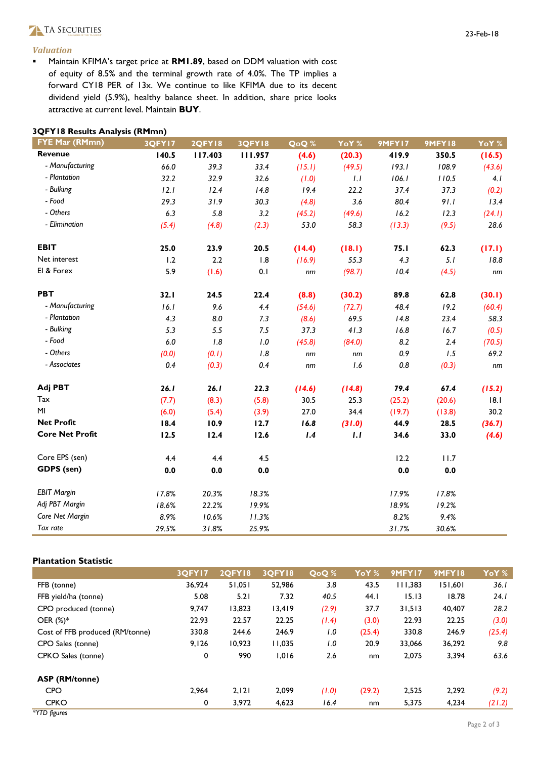### *Valuation*

- Maintain KFIMA's target price at **RM1.89**, based on DDM valuation with cost of equity of 8.5% and the terminal growth rate of 4.0%. The TP implies a forward CY18 PER of 13x. We continue to like KFIMA due to its decent dividend yield (5.9%), healthy balance sheet. In addition, share price looks attractive at current level. Maintain **BUY**.

**3QFY18 Results Analysis (RMmn)**

| FYE Mar (RMmn) | 3QFY17 | 2QFY18 | 3QFY18 | QoQ % | YoY % | 9MFY17 | 9MFY18 | YoY % |
|---|---|---|---|---|---|---|---|---|
| **Revenue** | **140.5** | **117.403** | **111.957** | **(4.6)** | **(20.3)** | **419.9** | **350.5** | **(16.5)** |
| *- Manufacturing* | *66.0* | *39.3* | *33.4* | *(15.1)* | *(49.5)* | *193.1* | *108.9* | *(43.6)* |
| *- Plantation* | *32.2* | *32.9* | *32.6* | *(1.0)* | *1.1* | *106.1* | *110.5* | *4.1* |
| *- Bulking* | *12.1* | *12.4* | *14.8* | *19.4* | *22.2* | *37.4* | *37.3* | *(0.2)* |
| *- Food* | *29.3* | *31.9* | *30.3* | *(4.8)* | *3.6* | *80.4* | *91.1* | *13.4* |
| *- Others* | *6.3* | *5.8* | *3.2* | *(45.2)* | *(49.6)* | *16.2* | *12.3* | *(24.1)* |
| *- Elimination* | *(5.4)* | *(4.8)* | *(2.3)* | *53.0* | *58.3* | *(13.3)* | *(9.5)* | *28.6* |
| | | | | | | | | |
| **EBIT** | **25.0** | **23.9** | **20.5** | **(14.4)** | **(18.1)** | **75.1** | **62.3** | **(17.1)** |
| Net interest | 1.2 | 2.2 | 1.8 | *(16.9)* | *55.3* | *4.3* | *5.1* | *18.8* |
| EI & Forex | 5.9 | (1.6) | 0.1 | *nm* | *(98.7)* | *10.4* | *(4.5)* | *nm* |
| | | | | | | | | |
| **PBT** | **32.1** | **24.5** | **22.4** | **(8.8)** | **(30.2)** | **89.8** | **62.8** | **(30.1)** |
| *- Manufacturing* | *16.1* | *9.6* | *4.4* | *(54.6)* | *(72.7)* | *48.4* | *19.2* | *(60.4)* |
| *- Plantation* | *4.3* | *8.0* | *7.3* | *(8.6)* | *69.5* | *14.8* | *23.4* | *58.3* |
| *- Bulking* | *5.3* | *5.5* | *7.5* | *37.3* | *41.3* | *16.8* | *16.7* | *(0.5)* |
| *- Food* | *6.0* | *1.8* | *1.0* | *(45.8)* | *(84.0)* | *8.2* | *2.4* | *(70.5)* |
| *- Others* | *(0.0)* | *(0.1)* | *1.8* | *nm* | *nm* | *0.9* | *1.5* | *69.2* |
| *- Associates* | *0.4* | *(0.3)* | *0.4* | *nm* | *1.6* | *0.8* | *(0.3)* | *nm* |
| | | | | | | | | |
| **Adj PBT** | ***26.1*** | ***26.1*** | ***22.3*** | ***(14.6)*** | ***(14.8)*** | ***79.4*** | ***67.4*** | ***(15.2)*** |
| Tax | (7.7) | (8.3) | (5.8) | 30.5 | 25.3 | (25.2) | (20.6) | 18.1 |
| MI | (6.0) | (5.4) | (3.9) | 27.0 | 34.4 | (19.7) | (13.8) | 30.2 |
| **Net Profit** | **18.4** | **10.9** | **12.7** | ***16.8*** | ***(31.0)*** | **44.9** | **28.5** | **(36.7)** |
| **Core Net Profit** | **12.5** | **12.4** | **12.6** | ***1.4*** | ***1.1*** | **34.6** | **33.0** | **(4.6)** |
| | | | | | | | | |
| Core EPS (sen) | 4.4 | 4.4 | 4.5 | | | 12.2 | 11.7 | |
| **GDPS (sen)** | **0.0** | **0.0** | **0.0** | | | **0.0** | **0.0** | |
| | | | | | | | | |
| *EBIT Margin* | *17.8%* | *20.3%* | *18.3%* | | | *17.9%* | *17.8%* | |
| *Adj PBT Margin* | *18.6%* | *22.2%* | *19.9%* | | | *18.9%* | *19.2%* | |
| *Core Net Margin* | *8.9%* | *10.6%* | *11.3%* | | | *8.2%* | *9.4%* | |
| *Tax rate* | *29.5%* | *31.8%* | *25.9%* | | | *31.7%* | *30.6%* | |

**Plantation Statistic**

| | 3QFY17 | 2QFY18 | 3QFY18 | QoQ % | YoY % | 9MFY17 | 9MFY18 | YoY % |
|---|---|---|---|---|---|---|---|---|
| FFB (tonne) | 36,924 | 51,051 | 52,986 | *3.8* | *43.5* | 111,383 | 151,601 | *36.1* |
| FFB yield/ha (tonne) | 5.08 | 5.21 | 7.32 | *40.5* | *44.1* | 15.13 | 18.78 | *24.1* |
| CPO produced (tonne) | 9,747 | 13,823 | 13,419 | *(2.9)* | *37.7* | 31,513 | 40,407 | *28.2* |
| OER (%)* | 22.93 | 22.57 | 22.25 | *(1.4)* | *(3.0)* | 22.93 | 22.25 | *(3.0)* |
| Cost of FFB produced (RM/tonne) | 330.8 | 244.6 | 246.9 | *1.0* | *(25.4)* | 330.8 | 246.9 | *(25.4)* |
| CPO Sales (tonne) | 9,126 | 10,923 | 11,035 | *1.0* | *20.9* | 33,066 | 36,292 | *9.8* |
| CPKO Sales (tonne) | 0 | 990 | 1,016 | *2.6* | nm | 2,075 | 3,394 | *63.6* |
| | | | | | | | | |
| **ASP (RM/tonne)** | | | | | | | | |
| CPO | 2,964 | 2,121 | 2,099 | *(1.0)* | *(29.2)* | 2,525 | 2,292 | *(9.2)* |
| CPKO | 0 | 3,972 | 4,623 | *16.4* | nm | 5,375 | 4,234 | *(21.2)* |

**YTD figures*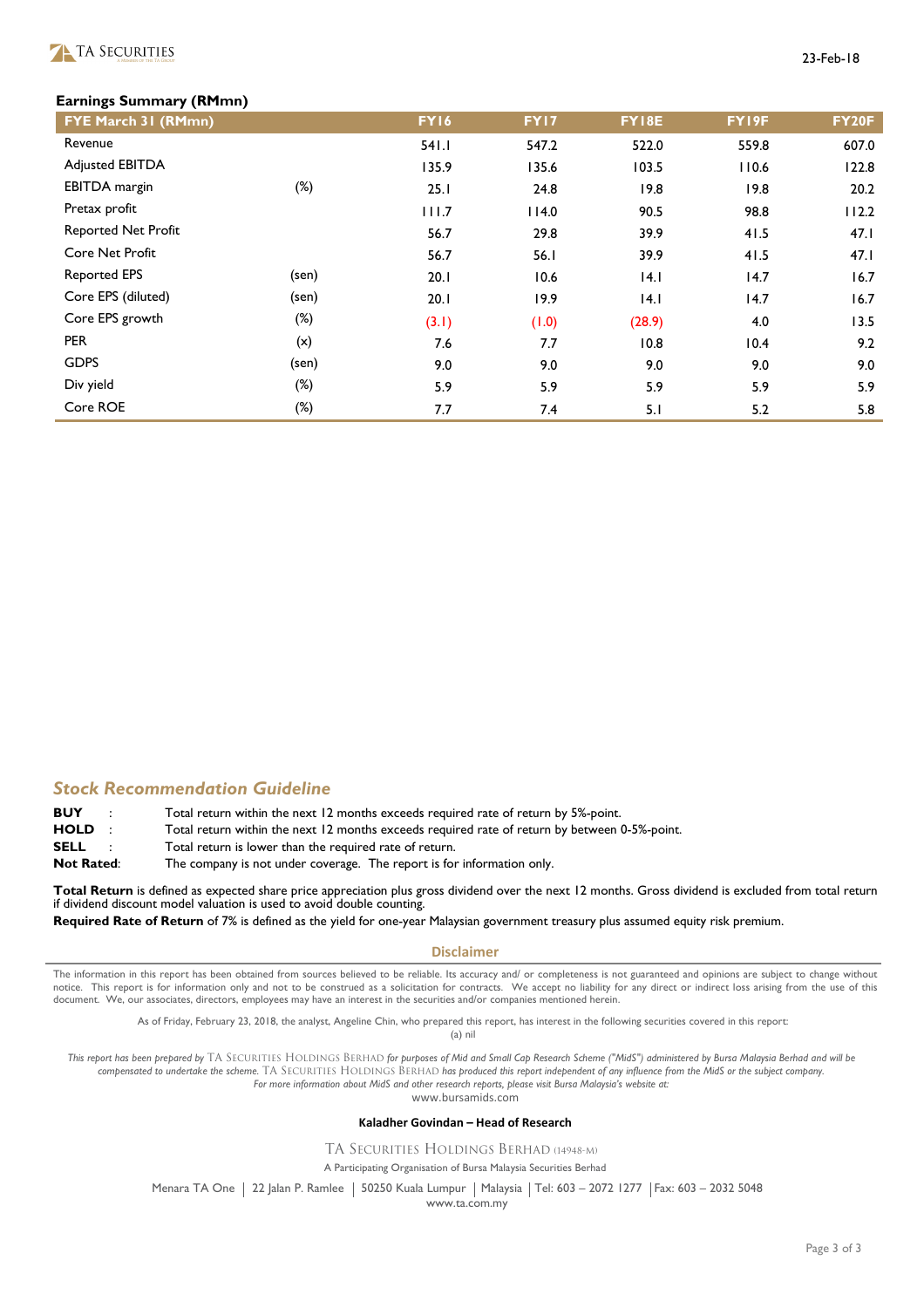### Earnings Summary (RMmn)

| FYE March 31 (RMmn) | | FY16 | FY17 | FY18E | FY19F | FY20F |
|---|---|---|---|---|---|---|
| Revenue | | 541.1 | 547.2 | 522.0 | 559.8 | 607.0 |
| Adjusted EBITDA | | 135.9 | 135.6 | 103.5 | 110.6 | 122.8 |
| EBITDA margin | (%) | 25.1 | 24.8 | 19.8 | 19.8 | 20.2 |
| Pretax profit | | 111.7 | 114.0 | 90.5 | 98.8 | 112.2 |
| Reported Net Profit | | 56.7 | 29.8 | 39.9 | 41.5 | 47.1 |
| Core Net Profit | | 56.7 | 56.1 | 39.9 | 41.5 | 47.1 |
| Reported EPS | (sen) | 20.1 | 10.6 | 14.1 | 14.7 | 16.7 |
| Core EPS (diluted) | (sen) | 20.1 | 19.9 | 14.1 | 14.7 | 16.7 |
| Core EPS growth | (%) | (3.1) | (1.0) | (28.9) | 4.0 | 13.5 |
| PER | (x) | 7.6 | 7.7 | 10.8 | 10.4 | 9.2 |
| GDPS | (sen) | 9.0 | 9.0 | 9.0 | 9.0 | 9.0 |
| Div yield | (%) | 5.9 | 5.9 | 5.9 | 5.9 | 5.9 |
| Core ROE | (%) | 7.7 | 7.4 | 5.1 | 5.2 | 5.8 |

## *Stock Recommendation Guideline*

**BUY** : Total return within the next 12 months exceeds required rate of return by 5%-point.
**HOLD** : Total return within the next 12 months exceeds required rate of return by between 0-5%-point.
**SELL** : Total return is lower than the required rate of return.
**Not Rated**: The company is not under coverage. The report is for information only.

**Total Return** is defined as expected share price appreciation plus gross dividend over the next 12 months. Gross dividend is excluded from total return if dividend discount model valuation is used to avoid double counting.

**Required Rate of Return** of 7% is defined as the yield for one-year Malaysian government treasury plus assumed equity risk premium.

**Disclaimer**

The information in this report has been obtained from sources believed to be reliable. Its accuracy and/ or completeness is not guaranteed and opinions are subject to change without notice. This report is for information only and not to be construed as a solicitation for contracts. We accept no liability for any direct or indirect loss arising from the use of this document. We, our associates, directors, employees may have an interest in the securities and/or companies mentioned herein.

As of Friday, February 23, 2018, the analyst, Angeline Chin, who prepared this report, has interest in the following securities covered in this report:
(a) nil

*This report has been prepared by* TA SECURITIES HOLDINGS BERHAD *for purposes of Mid and Small Cap Research Scheme ("MidS") administered by Bursa Malaysia Berhad and will be compensated to undertake the scheme.* TA SECURITIES HOLDINGS BERHAD *has produced this report independent of any influence from the MidS or the subject company.*
*For more information about MidS and other research reports, please visit Bursa Malaysia's website at:*
www.bursamids.com

**Kaladher Govindan – Head of Research**

TA SECURITIES HOLDINGS BERHAD (14948-M)
A Participating Organisation of Bursa Malaysia Securities Berhad
Menara TA One | 22 Jalan P. Ramlee | 50250 Kuala Lumpur | Malaysia | Tel: 603 – 2072 1277 | Fax: 603 – 2032 5048
www.ta.com.my